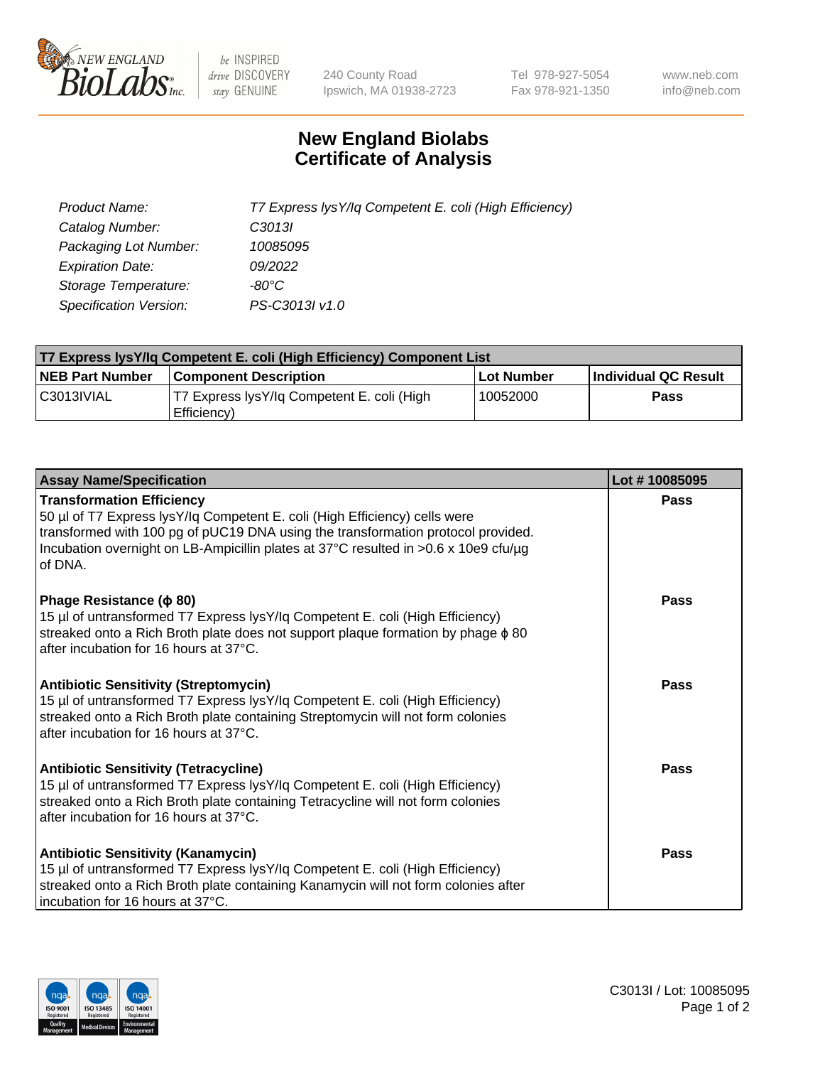# New England Biolabs Certificate of Analysis

| | |
|---|---|
| Product Name: | T7 Express lysY/Iq Competent E. coli (High Efficiency) |
| Catalog Number: | C3013I |
| Packaging Lot Number: | 10085095 |
| Expiration Date: | 09/2022 |
| Storage Temperature: | -80°C |
| Specification Version: | PS-C3013I v1.0 |

| T7 Express lysY/Iq Competent E. coli (High Efficiency) Component List | | | |
|---|---|---|---|
| NEB Part Number | Component Description | Lot Number | Individual QC Result |
| C3013IVIAL | T7 Express lysY/Iq Competent E. coli (High Efficiency) | 10052000 | Pass |

| Assay Name/Specification | Lot # 10085095 |
|---|---|
| **Transformation Efficiency**<br>50 µl of T7 Express lysY/Iq Competent E. coli (High Efficiency) cells were transformed with 100 pg of pUC19 DNA using the transformation protocol provided. Incubation overnight on LB-Ampicillin plates at 37°C resulted in >0.6 x 10e9 cfu/µg of DNA. | Pass |
| **Phage Resistance (ϕ 80)**<br>15 µl of untransformed T7 Express lysY/Iq Competent E. coli (High Efficiency) streaked onto a Rich Broth plate does not support plaque formation by phage ϕ 80 after incubation for 16 hours at 37°C. | Pass |
| **Antibiotic Sensitivity (Streptomycin)**<br>15 µl of untransformed T7 Express lysY/Iq Competent E. coli (High Efficiency) streaked onto a Rich Broth plate containing Streptomycin will not form colonies after incubation for 16 hours at 37°C. | Pass |
| **Antibiotic Sensitivity (Tetracycline)**<br>15 µl of untransformed T7 Express lysY/Iq Competent E. coli (High Efficiency) streaked onto a Rich Broth plate containing Tetracycline will not form colonies after incubation for 16 hours at 37°C. | Pass |
| **Antibiotic Sensitivity (Kanamycin)**<br>15 µl of untransformed T7 Express lysY/Iq Competent E. coli (High Efficiency) streaked onto a Rich Broth plate containing Kanamycin will not form colonies after incubation for 16 hours at 37°C. | Pass |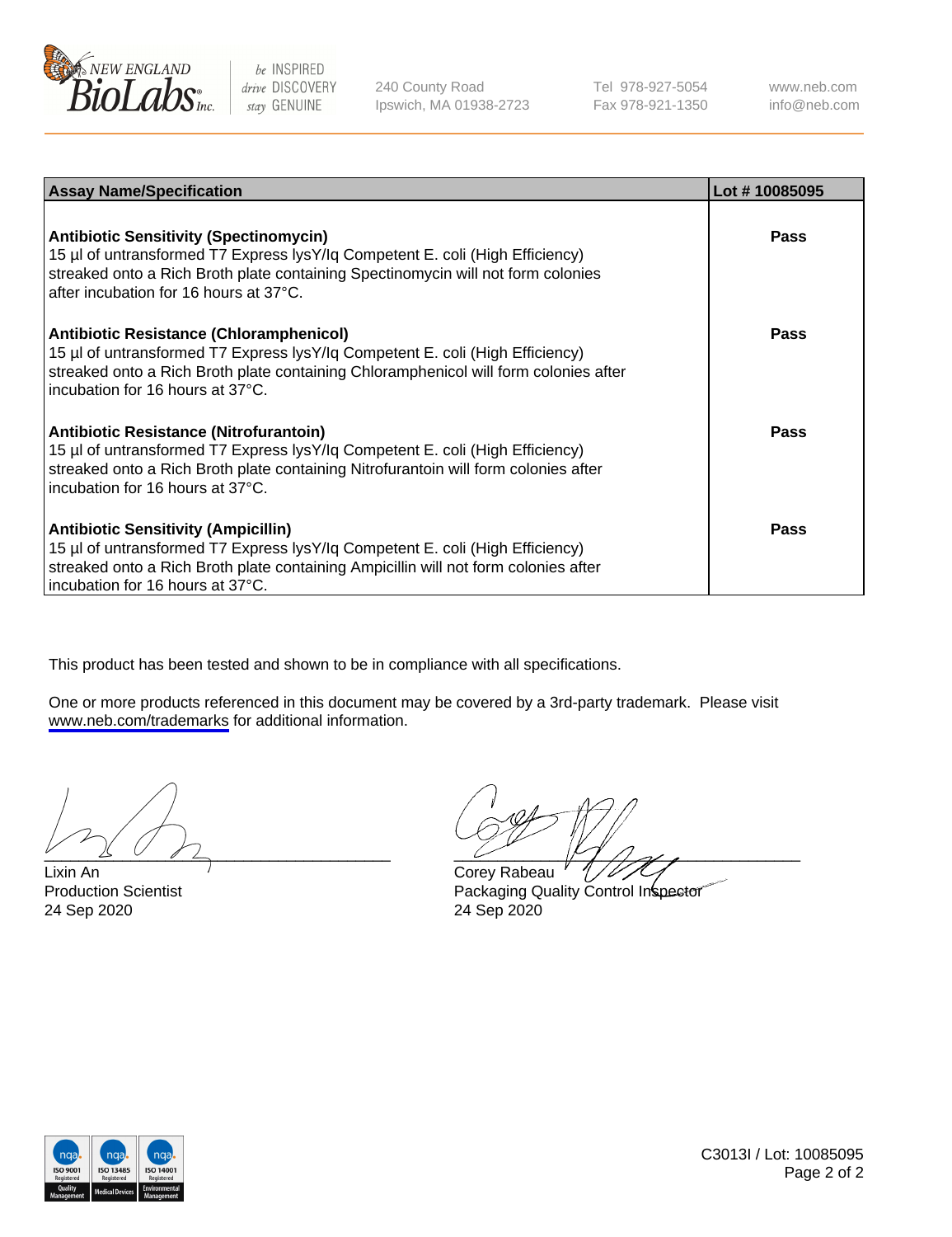| Assay Name/Specification | Lot # 10085095 |
|---|---|
| **Antibiotic Sensitivity (Spectinomycin)**<br>15 µl of untransformed T7 Express lysY/Iq Competent E. coli (High Efficiency) streaked onto a Rich Broth plate containing Spectinomycin will not form colonies after incubation for 16 hours at 37°C. | **Pass** |
| **Antibiotic Resistance (Chloramphenicol)**<br>15 µl of untransformed T7 Express lysY/Iq Competent E. coli (High Efficiency) streaked onto a Rich Broth plate containing Chloramphenicol will form colonies after incubation for 16 hours at 37°C. | **Pass** |
| **Antibiotic Resistance (Nitrofurantoin)**<br>15 µl of untransformed T7 Express lysY/Iq Competent E. coli (High Efficiency) streaked onto a Rich Broth plate containing Nitrofurantoin will form colonies after incubation for 16 hours at 37°C. | **Pass** |
| **Antibiotic Sensitivity (Ampicillin)**<br>15 µl of untransformed T7 Express lysY/Iq Competent E. coli (High Efficiency) streaked onto a Rich Broth plate containing Ampicillin will not form colonies after incubation for 16 hours at 37°C. | **Pass** |

This product has been tested and shown to be in compliance with all specifications.

One or more products referenced in this document may be covered by a 3rd-party trademark. Please visit www.neb.com/trademarks for additional information.

Lixin An
Production Scientist
24 Sep 2020

Corey Rabeau
Packaging Quality Control Inspector
24 Sep 2020

C3013I / Lot: 10085095